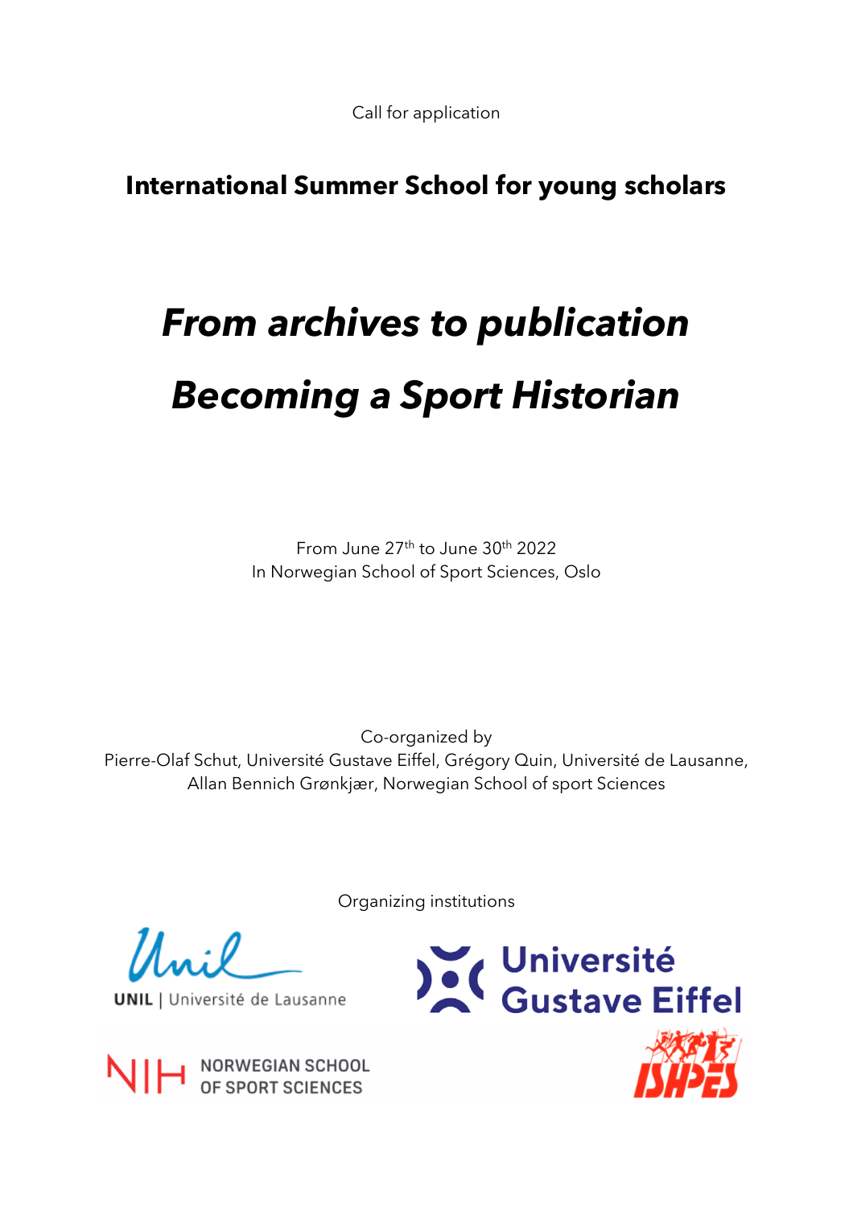Call for application

## International Summer School for young scholars

# *From archives to publication*

# *Becoming a Sport Historian*

From June 27th to June 30th 2022
In Norwegian School of Sport Sciences, Oslo

Co-organized by
Pierre-Olaf Schut, Université Gustave Eiffel, Grégory Quin, Université de Lausanne,
Allan Bennich Grønkjær, Norwegian School of sport Sciences

Organizing institutions

UNIL | Université de Lausanne

Université Gustave Eiffel

NIH NORWEGIAN SCHOOL OF SPORT SCIENCES

ISHPES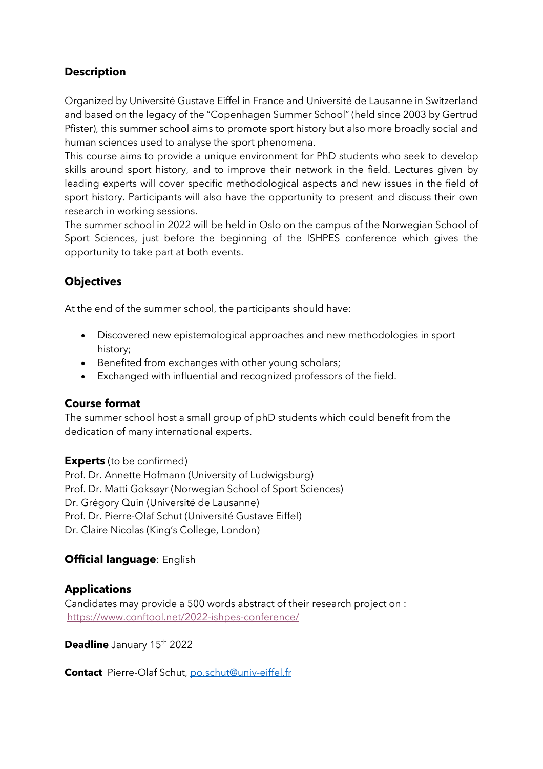## Description

Organized by Université Gustave Eiffel in France and Université de Lausanne in Switzerland and based on the legacy of the "Copenhagen Summer School" (held since 2003 by Gertrud Pfister), this summer school aims to promote sport history but also more broadly social and human sciences used to analyse the sport phenomena.

This course aims to provide a unique environment for PhD students who seek to develop skills around sport history, and to improve their network in the field. Lectures given by leading experts will cover specific methodological aspects and new issues in the field of sport history. Participants will also have the opportunity to present and discuss their own research in working sessions.

The summer school in 2022 will be held in Oslo on the campus of the Norwegian School of Sport Sciences, just before the beginning of the ISHPES conference which gives the opportunity to take part at both events.

## Objectives

At the end of the summer school, the participants should have:

- Discovered new epistemological approaches and new methodologies in sport history;
- Benefited from exchanges with other young scholars;
- Exchanged with influential and recognized professors of the field.

## Course format

The summer school host a small group of phD students which could benefit from the dedication of many international experts.

**Experts** (to be confirmed)
Prof. Dr. Annette Hofmann (University of Ludwigsburg)
Prof. Dr. Matti Goksøyr (Norwegian School of Sport Sciences)
Dr. Grégory Quin (Université de Lausanne)
Prof. Dr. Pierre-Olaf Schut (Université Gustave Eiffel)
Dr. Claire Nicolas (King's College, London)

**Official language**: English

## Applications

Candidates may provide a 500 words abstract of their research project on :
https://www.conftool.net/2022-ishpes-conference/

**Deadline** January 15th 2022

**Contact** Pierre-Olaf Schut, po.schut@univ-eiffel.fr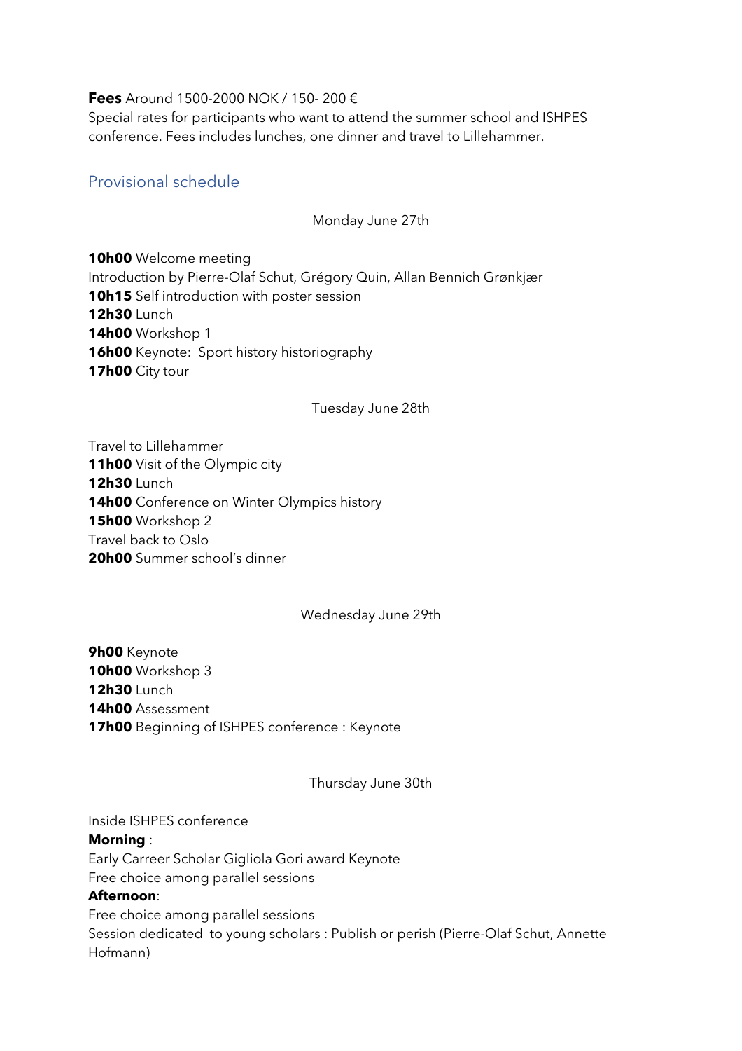**Fees** Around 1500-2000 NOK / 150- 200 €

Special rates for participants who want to attend the summer school and ISHPES conference. Fees includes lunches, one dinner and travel to Lillehammer.

## Provisional schedule

### Monday June 27th

**10h00** Welcome meeting  
Introduction by Pierre-Olaf Schut, Grégory Quin, Allan Bennich Grønkjær  
**10h15** Self introduction with poster session  
**12h30** Lunch  
**14h00** Workshop 1  
**16h00** Keynote: Sport history historiography  
**17h00** City tour

### Tuesday June 28th

Travel to Lillehammer  
**11h00** Visit of the Olympic city  
**12h30** Lunch  
**14h00** Conference on Winter Olympics history  
**15h00** Workshop 2  
Travel back to Oslo  
**20h00** Summer school's dinner

### Wednesday June 29th

**9h00** Keynote  
**10h00** Workshop 3  
**12h30** Lunch  
**14h00** Assessment  
**17h00** Beginning of ISHPES conference : Keynote

### Thursday June 30th

Inside ISHPES conference  
**Morning** :  
Early Carreer Scholar Gigliola Gori award Keynote  
Free choice among parallel sessions  
**Afternoon**:  
Free choice among parallel sessions  
Session dedicated to young scholars : Publish or perish (Pierre-Olaf Schut, Annette Hofmann)